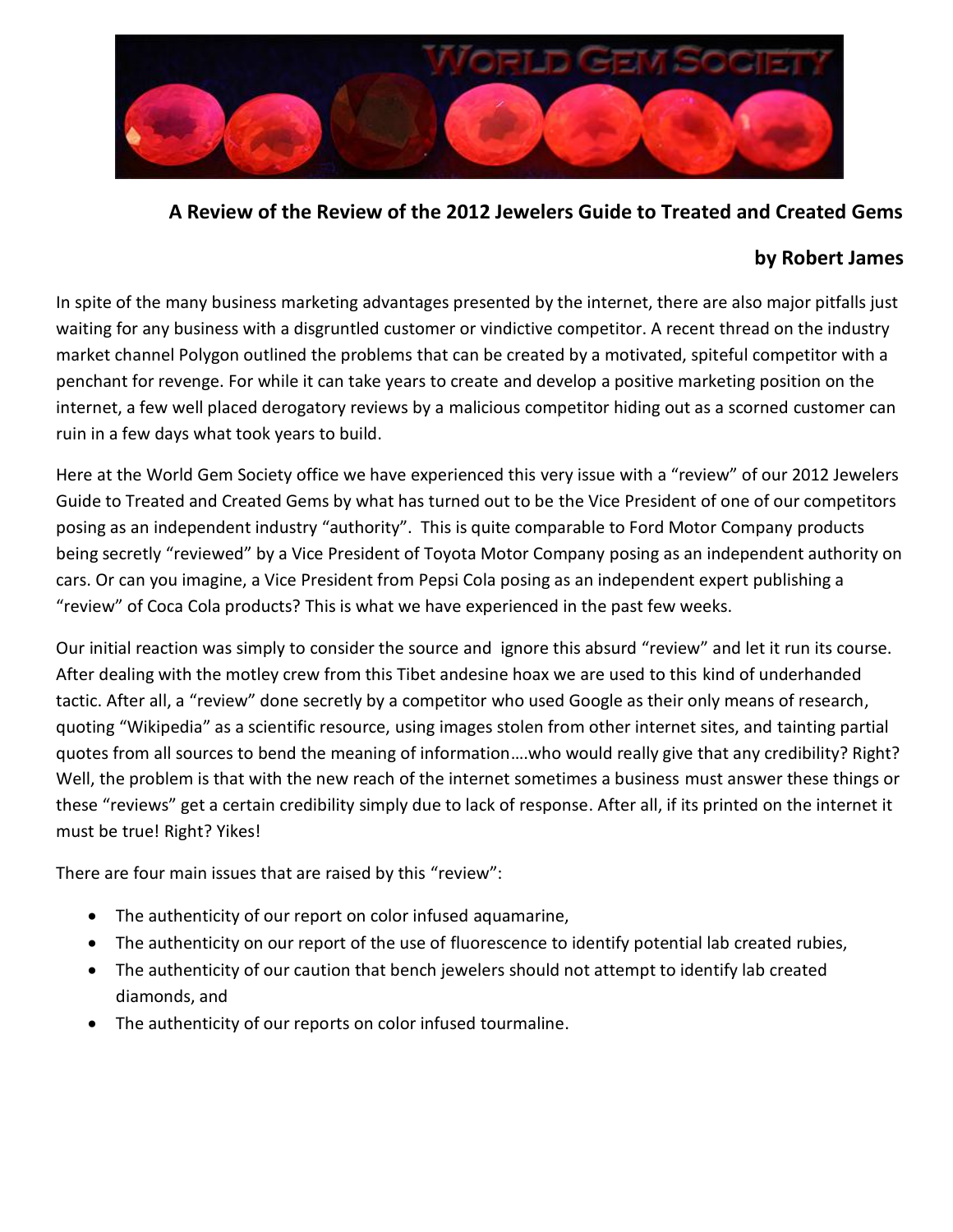## A Review of the Review of the 2012 Jewelers Guide to Treated and Created Gems

**by Robert James**

In spite of the many business marketing advantages presented by the internet, there are also major pitfalls just waiting for any business with a disgruntled customer or vindictive competitor. A recent thread on the industry market channel Polygon outlined the problems that can be created by a motivated, spiteful competitor with a penchant for revenge. For while it can take years to create and develop a positive marketing position on the internet, a few well placed derogatory reviews by a malicious competitor hiding out as a scorned customer can ruin in a few days what took years to build.

Here at the World Gem Society office we have experienced this very issue with a "review" of our 2012 Jewelers Guide to Treated and Created Gems by what has turned out to be the Vice President of one of our competitors posing as an independent industry "authority". This is quite comparable to Ford Motor Company products being secretly "reviewed" by a Vice President of Toyota Motor Company posing as an independent authority on cars. Or can you imagine, a Vice President from Pepsi Cola posing as an independent expert publishing a "review" of Coca Cola products? This is what we have experienced in the past few weeks.

Our initial reaction was simply to consider the source and ignore this absurd "review" and let it run its course. After dealing with the motley crew from this Tibet andesine hoax we are used to this kind of underhanded tactic. After all, a "review" done secretly by a competitor who used Google as their only means of research, quoting "Wikipedia" as a scientific resource, using images stolen from other internet sites, and tainting partial quotes from all sources to bend the meaning of information….who would really give that any credibility? Right? Well, the problem is that with the new reach of the internet sometimes a business must answer these things or these "reviews" get a certain credibility simply due to lack of response. After all, if its printed on the internet it must be true! Right? Yikes!

There are four main issues that are raised by this "review":

- The authenticity of our report on color infused aquamarine,
- The authenticity on our report of the use of fluorescence to identify potential lab created rubies,
- The authenticity of our caution that bench jewelers should not attempt to identify lab created diamonds, and
- The authenticity of our reports on color infused tourmaline.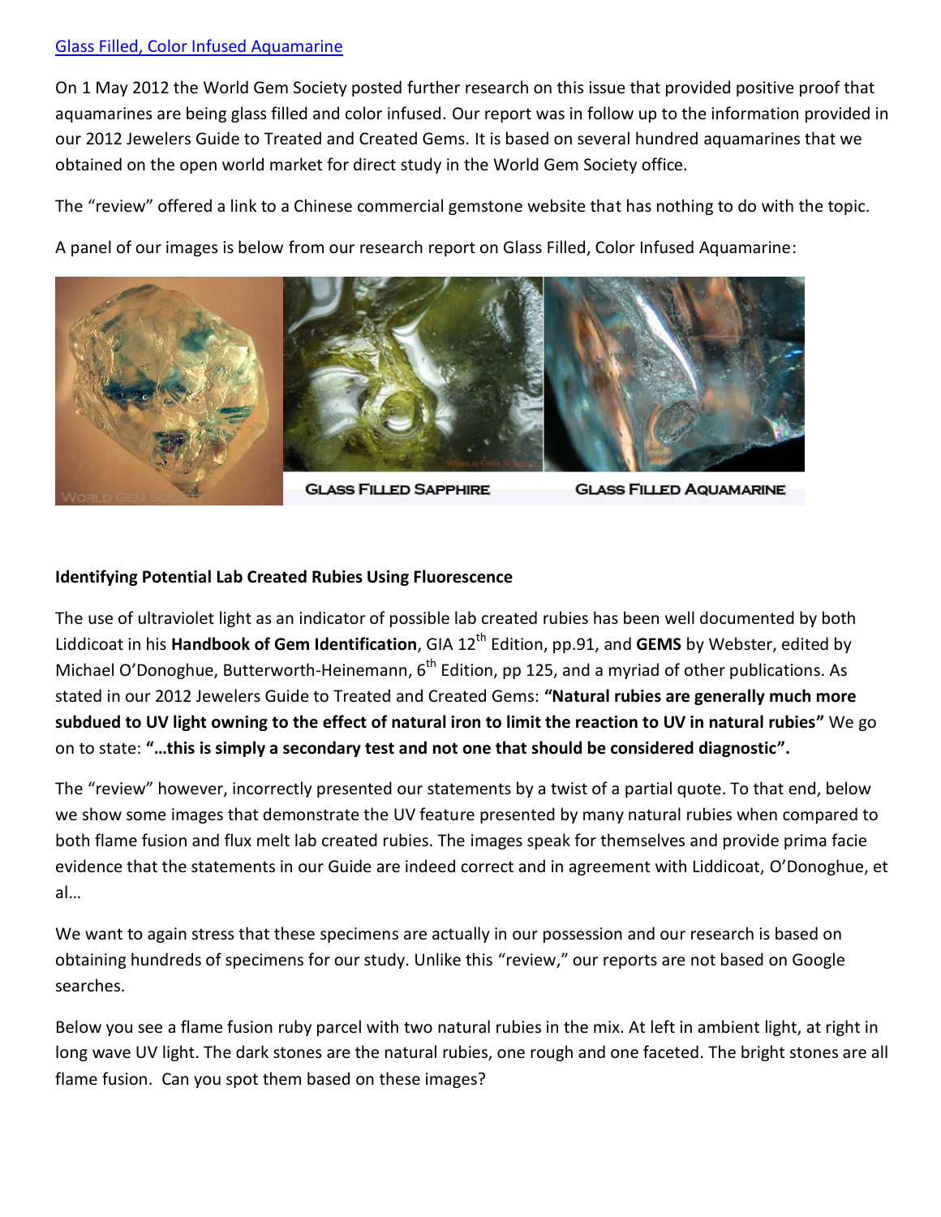[Glass Filled, Color Infused Aquamarine]

On 1 May 2012 the World Gem Society posted further research on this issue that provided positive proof that aquamarines are being glass filled and color infused. Our report was in follow up to the information provided in our 2012 Jewelers Guide to Treated and Created Gems. It is based on several hundred aquamarines that we obtained on the open world market for direct study in the World Gem Society office.

The "review" offered a link to a Chinese commercial gemstone website that has nothing to do with the topic.

A panel of our images is below from our research report on Glass Filled, Color Infused Aquamarine:

GLASS FILLED SAPPHIRE GLASS FILLED AQUAMARINE

**Identifying Potential Lab Created Rubies Using Fluorescence**

The use of ultraviolet light as an indicator of possible lab created rubies has been well documented by both Liddicoat in his **Handbook of Gem Identification**, GIA 12th Edition, pp.91, and **GEMS** by Webster, edited by Michael O'Donoghue, Butterworth-Heinemann, 6th Edition, pp 125, and a myriad of other publications. As stated in our 2012 Jewelers Guide to Treated and Created Gems: **"Natural rubies are generally much more subdued to UV light owning to the effect of natural iron to limit the reaction to UV in natural rubies"** We go on to state: **"…this is simply a secondary test and not one that should be considered diagnostic".**

The "review" however, incorrectly presented our statements by a twist of a partial quote. To that end, below we show some images that demonstrate the UV feature presented by many natural rubies when compared to both flame fusion and flux melt lab created rubies. The images speak for themselves and provide prima facie evidence that the statements in our Guide are indeed correct and in agreement with Liddicoat, O'Donoghue, et al…

We want to again stress that these specimens are actually in our possession and our research is based on obtaining hundreds of specimens for our study. Unlike this "review," our reports are not based on Google searches.

Below you see a flame fusion ruby parcel with two natural rubies in the mix. At left in ambient light, at right in long wave UV light. The dark stones are the natural rubies, one rough and one faceted. The bright stones are all flame fusion. Can you spot them based on these images?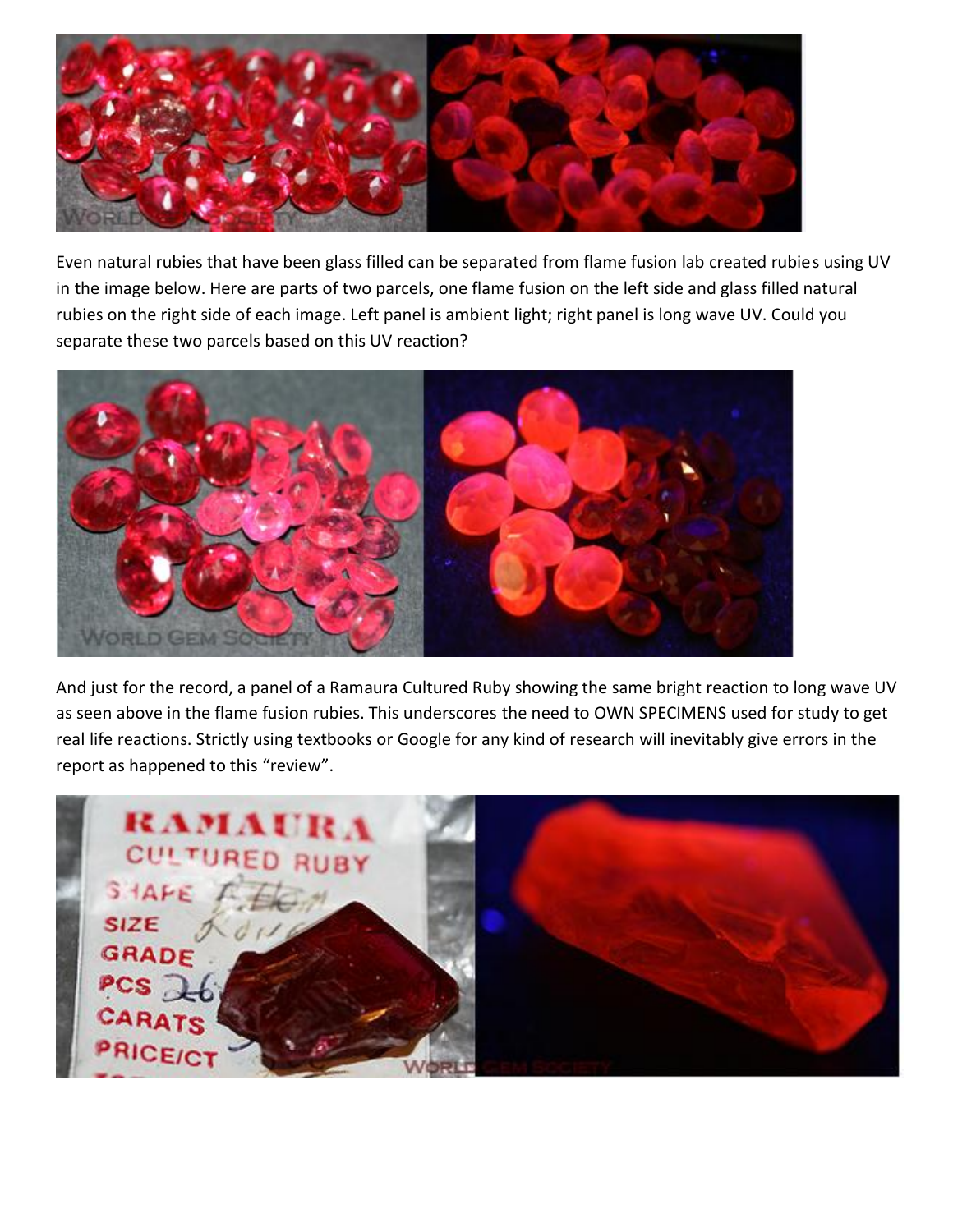Even natural rubies that have been glass filled can be separated from flame fusion lab created rubies using UV in the image below. Here are parts of two parcels, one flame fusion on the left side and glass filled natural rubies on the right side of each image. Left panel is ambient light; right panel is long wave UV. Could you separate these two parcels based on this UV reaction?

And just for the record, a panel of a Ramaura Cultured Ruby showing the same bright reaction to long wave UV as seen above in the flame fusion rubies. This underscores the need to OWN SPECIMENS used for study to get real life reactions. Strictly using textbooks or Google for any kind of research will inevitably give errors in the report as happened to this "review".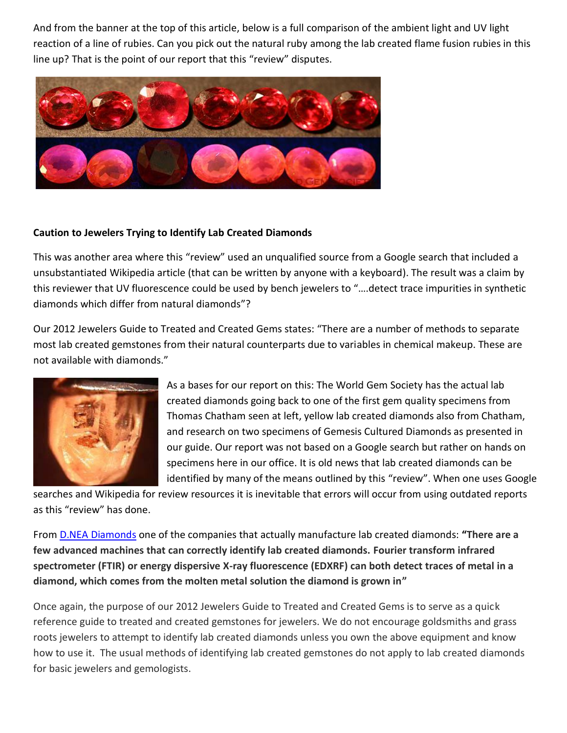And from the banner at the top of this article, below is a full comparison of the ambient light and UV light reaction of a line of rubies. Can you pick out the natural ruby among the lab created flame fusion rubies in this line up? That is the point of our report that this "review" disputes.

**Caution to Jewelers Trying to Identify Lab Created Diamonds**

This was another area where this "review" used an unqualified source from a Google search that included a unsubstantiated Wikipedia article (that can be written by anyone with a keyboard). The result was a claim by this reviewer that UV fluorescence could be used by bench jewelers to "....detect trace impurities in synthetic diamonds which differ from natural diamonds"?

Our 2012 Jewelers Guide to Treated and Created Gems states: "There are a number of methods to separate most lab created gemstones from their natural counterparts due to variables in chemical makeup. These are not available with diamonds."

As a bases for our report on this: The World Gem Society has the actual lab created diamonds going back to one of the first gem quality specimens from Thomas Chatham seen at left, yellow lab created diamonds also from Chatham, and research on two specimens of Gemesis Cultured Diamonds as presented in our guide. Our report was not based on a Google search but rather on hands on specimens here in our office. It is old news that lab created diamonds can be identified by many of the means outlined by this "review". When one uses Google searches and Wikipedia for review resources it is inevitable that errors will occur from using outdated reports as this "review" has done.

From [D.NEA Diamonds] one of the companies that actually manufacture lab created diamonds: **"There are a few advanced machines that can correctly identify lab created diamonds. Fourier transform infrared spectrometer (FTIR) or energy dispersive X-ray fluorescence (EDXRF) can both detect traces of metal in a diamond, which comes from the molten metal solution the diamond is grown in"**

Once again, the purpose of our 2012 Jewelers Guide to Treated and Created Gems is to serve as a quick reference guide to treated and created gemstones for jewelers. We do not encourage goldsmiths and grass roots jewelers to attempt to identify lab created diamonds unless you own the above equipment and know how to use it. The usual methods of identifying lab created gemstones do not apply to lab created diamonds for basic jewelers and gemologists.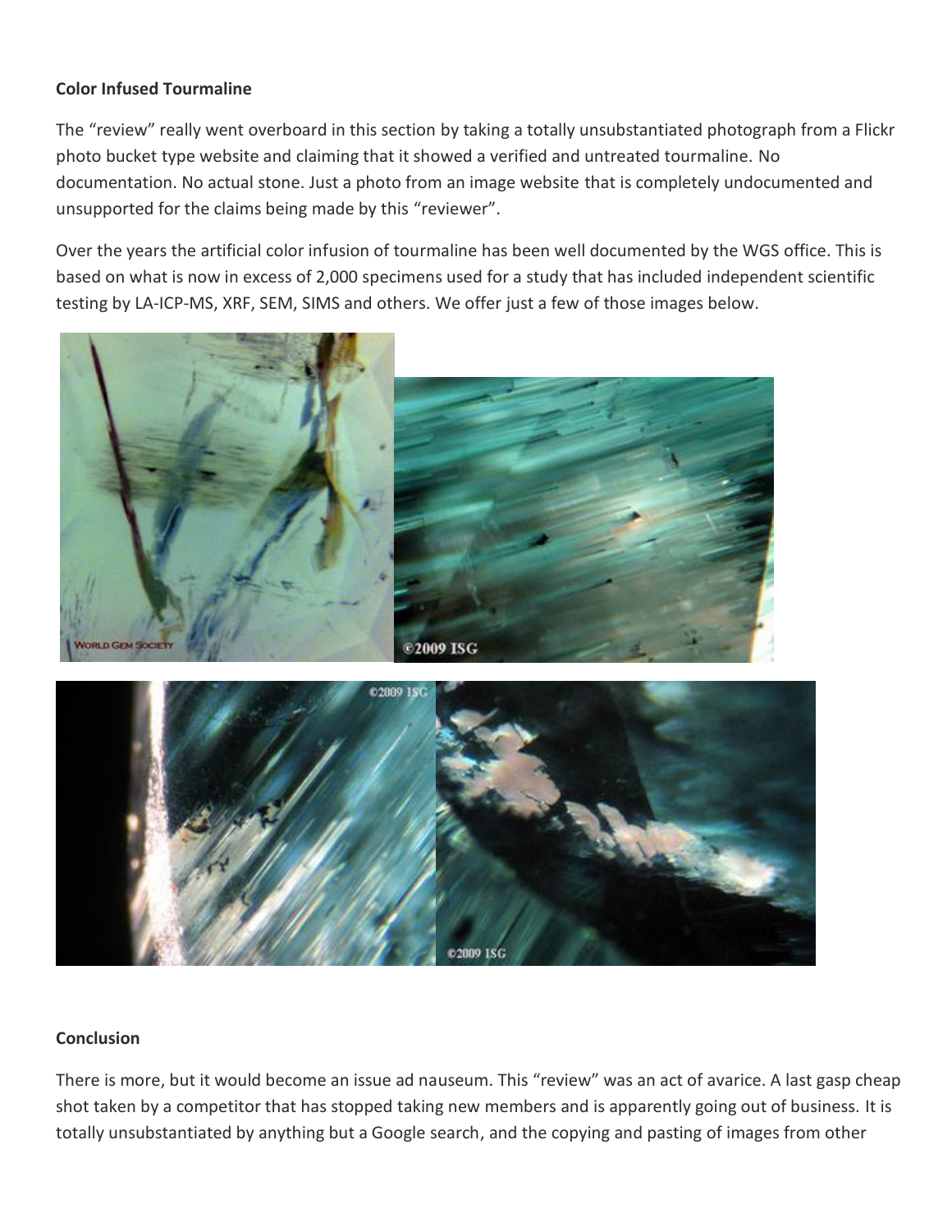**Color Infused Tourmaline**

The "review" really went overboard in this section by taking a totally unsubstantiated photograph from a Flickr photo bucket type website and claiming that it showed a verified and untreated tourmaline. No documentation. No actual stone. Just a photo from an image website that is completely undocumented and unsupported for the claims being made by this "reviewer".

Over the years the artificial color infusion of tourmaline has been well documented by the WGS office. This is based on what is now in excess of 2,000 specimens used for a study that has included independent scientific testing by LA-ICP-MS, XRF, SEM, SIMS and others. We offer just a few of those images below.

**Conclusion**

There is more, but it would become an issue ad nauseum. This "review" was an act of avarice. A last gasp cheap shot taken by a competitor that has stopped taking new members and is apparently going out of business. It is totally unsubstantiated by anything but a Google search, and the copying and pasting of images from other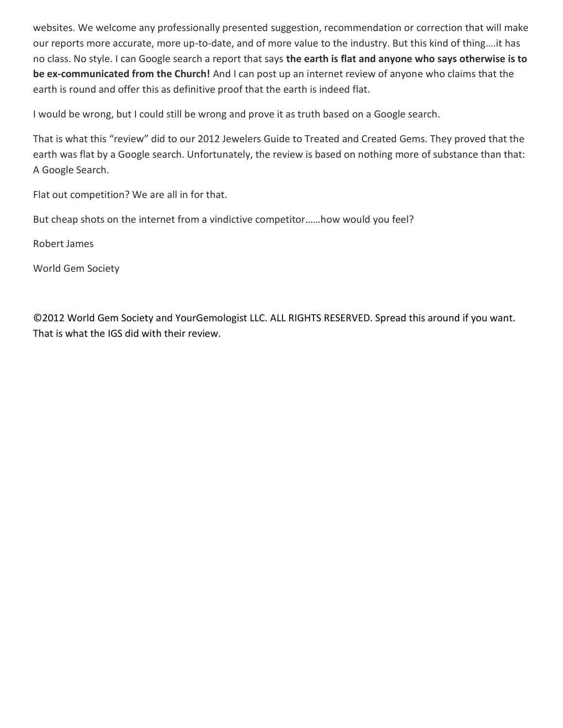websites. We welcome any professionally presented suggestion, recommendation or correction that will make our reports more accurate, more up-to-date, and of more value to the industry. But this kind of thing….it has no class. No style. I can Google search a report that says **the earth is flat and anyone who says otherwise is to be ex-communicated from the Church!** And I can post up an internet review of anyone who claims that the earth is round and offer this as definitive proof that the earth is indeed flat.

I would be wrong, but I could still be wrong and prove it as truth based on a Google search.

That is what this "review" did to our 2012 Jewelers Guide to Treated and Created Gems. They proved that the earth was flat by a Google search. Unfortunately, the review is based on nothing more of substance than that: A Google Search.

Flat out competition? We are all in for that.

But cheap shots on the internet from a vindictive competitor……how would you feel?

Robert James

World Gem Society

©2012 World Gem Society and YourGemologist LLC. ALL RIGHTS RESERVED. Spread this around if you want. That is what the IGS did with their review.